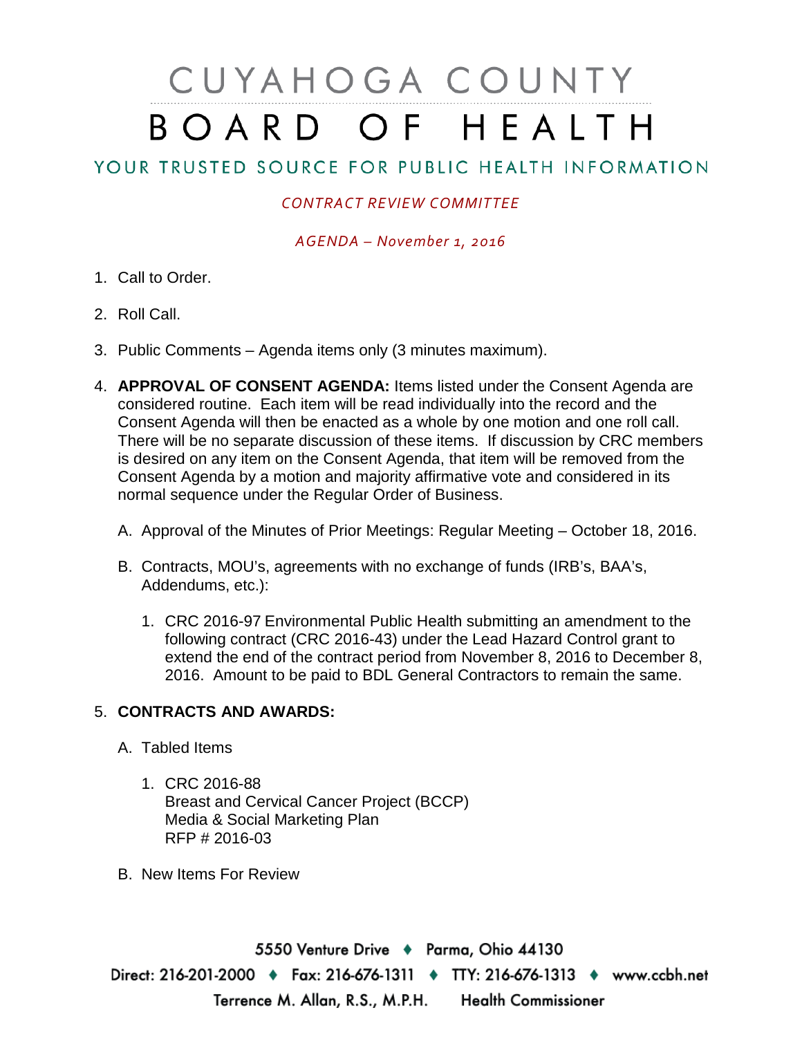# CUYAHOGA COUNTY BOARD OF HEALTH

## YOUR TRUSTED SOURCE FOR PUBLIC HEALTH INFORMATION

*CONTRACT REVIEW COMMITTEE*

*AGENDA – November 1, 2016*

1. Call to Order.

2. Roll Call.

3. Public Comments – Agenda items only (3 minutes maximum).

4. **APPROVAL OF CONSENT AGENDA:** Items listed under the Consent Agenda are considered routine. Each item will be read individually into the record and the Consent Agenda will then be enacted as a whole by one motion and one roll call. There will be no separate discussion of these items. If discussion by CRC members is desired on any item on the Consent Agenda, that item will be removed from the Consent Agenda by a motion and majority affirmative vote and considered in its normal sequence under the Regular Order of Business.

   A. Approval of the Minutes of Prior Meetings: Regular Meeting – October 18, 2016.

   B. Contracts, MOU's, agreements with no exchange of funds (IRB's, BAA's, Addendums, etc.):

      1. CRC 2016-97 Environmental Public Health submitting an amendment to the following contract (CRC 2016-43) under the Lead Hazard Control grant to extend the end of the contract period from November 8, 2016 to December 8, 2016. Amount to be paid to BDL General Contractors to remain the same.

5. **CONTRACTS AND AWARDS:**

   A. Tabled Items

      1. CRC 2016-88
         Breast and Cervical Cancer Project (BCCP)
         Media & Social Marketing Plan
         RFP # 2016-03

   B. New Items For Review

5550 Venture Drive ♦ Parma, Ohio 44130
Direct: 216-201-2000 ♦ Fax: 216-676-1311 ♦ TTY: 216-676-1313 ♦ www.ccbh.net
Terrence M. Allan, R.S., M.P.H. Health Commissioner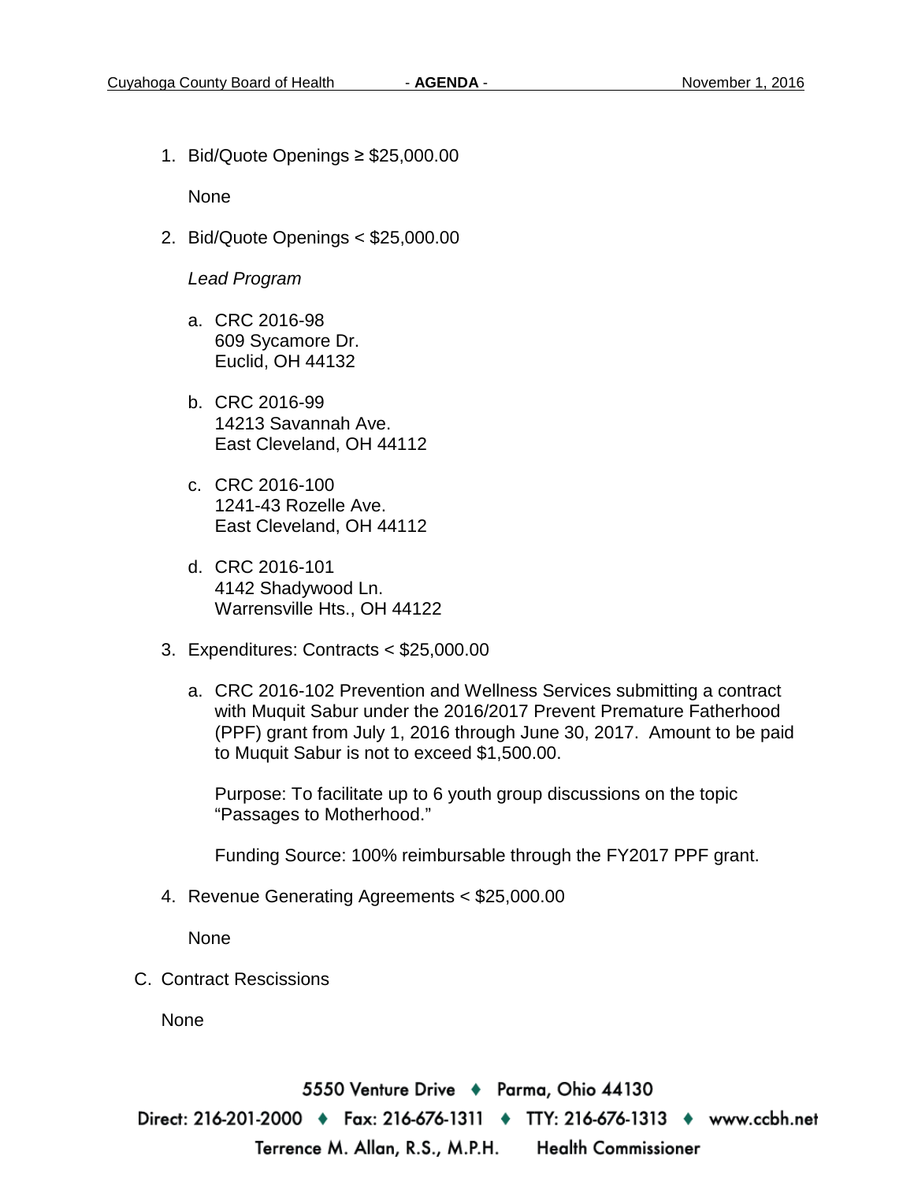1. Bid/Quote Openings ≥ $25,000.00

   None

2. Bid/Quote Openings < $25,000.00

   *Lead Program*

   a. CRC 2016-98
      609 Sycamore Dr.
      Euclid, OH 44132

   b. CRC 2016-99
      14213 Savannah Ave.
      East Cleveland, OH 44112

   c. CRC 2016-100
      1241-43 Rozelle Ave.
      East Cleveland, OH 44112

   d. CRC 2016-101
      4142 Shadywood Ln.
      Warrensville Hts., OH 44122

3. Expenditures: Contracts < $25,000.00

   a. CRC 2016-102 Prevention and Wellness Services submitting a contract with Muquit Sabur under the 2016/2017 Prevent Premature Fatherhood (PPF) grant from July 1, 2016 through June 30, 2017. Amount to be paid to Muquit Sabur is not to exceed $1,500.00.

      Purpose: To facilitate up to 6 youth group discussions on the topic "Passages to Motherhood."

      Funding Source: 100% reimbursable through the FY2017 PPF grant.

4. Revenue Generating Agreements < $25,000.00

   None

C. Contract Rescissions

   None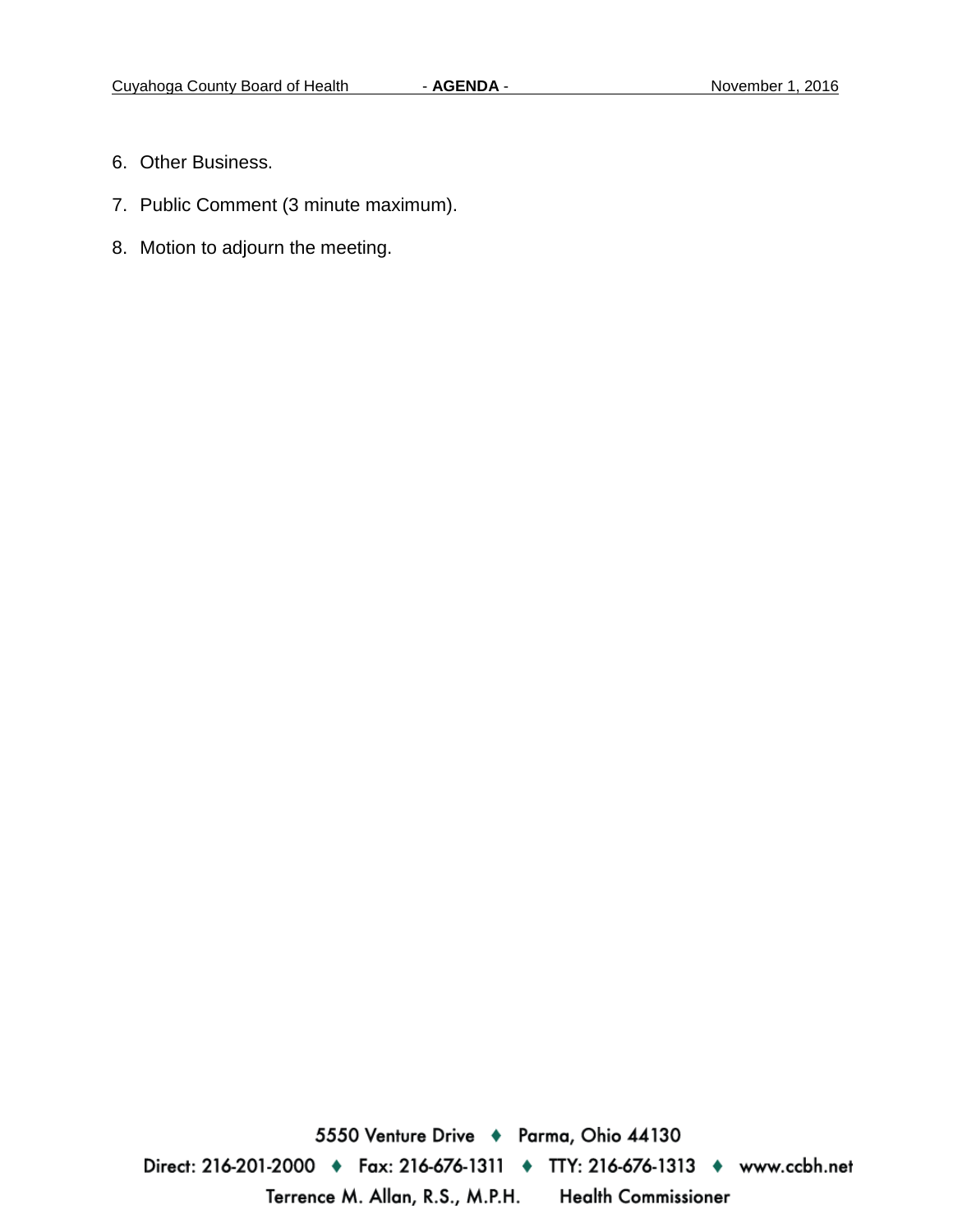6. Other Business.
7. Public Comment (3 minute maximum).
8. Motion to adjourn the meeting.